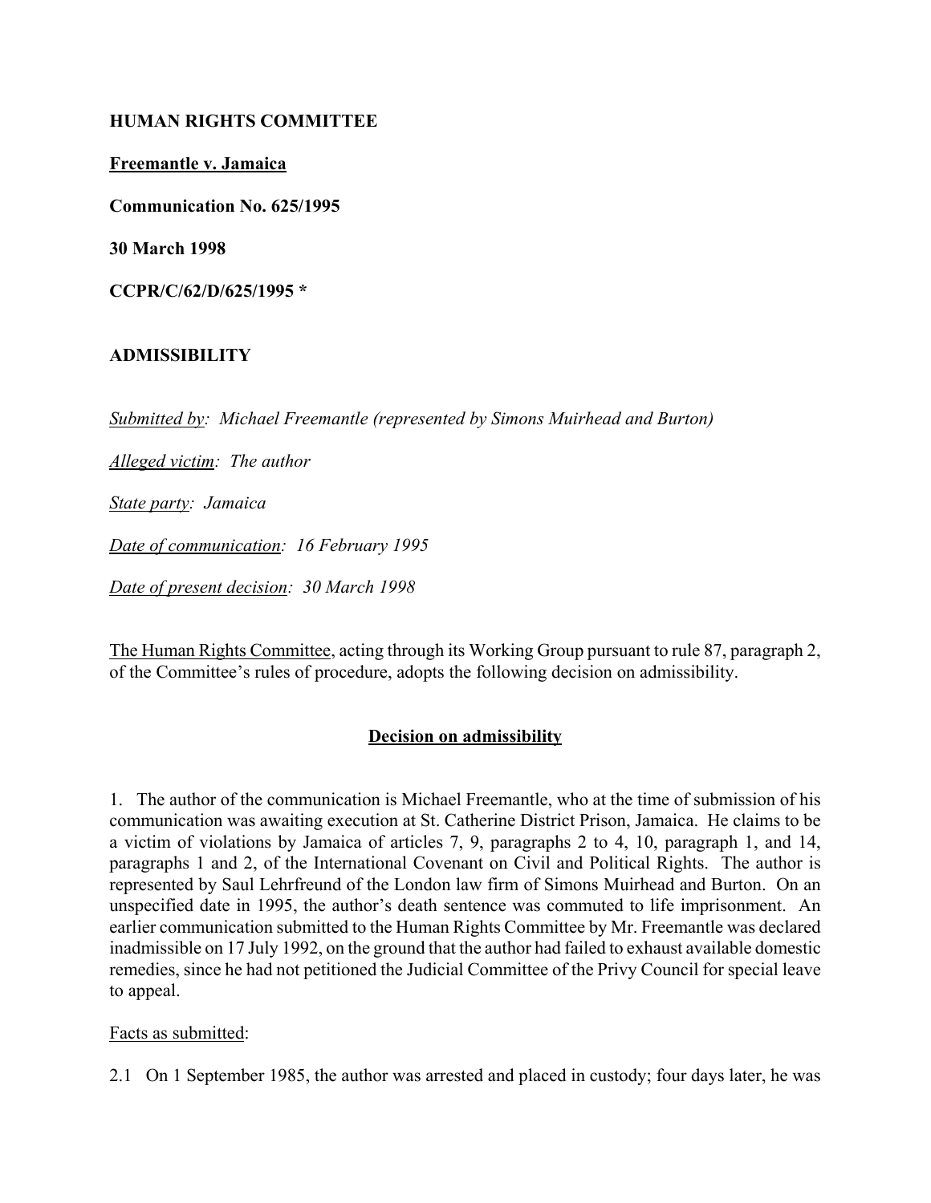**HUMAN RIGHTS COMMITTEE**

**Freemantle v. Jamaica**

**Communication No. 625/1995**

**30 March 1998**

**CCPR/C/62/D/625/1995 \***

**ADMISSIBILITY**

*Submitted by: Michael Freemantle (represented by Simons Muirhead and Burton)*

*Alleged victim: The author*

*State party: Jamaica*

*Date of communication: 16 February 1995*

*Date of present decision: 30 March 1998*

The Human Rights Committee, acting through its Working Group pursuant to rule 87, paragraph 2, of the Committee's rules of procedure, adopts the following decision on admissibility.

**Decision on admissibility**

1. The author of the communication is Michael Freemantle, who at the time of submission of his communication was awaiting execution at St. Catherine District Prison, Jamaica. He claims to be a victim of violations by Jamaica of articles 7, 9, paragraphs 2 to 4, 10, paragraph 1, and 14, paragraphs 1 and 2, of the International Covenant on Civil and Political Rights. The author is represented by Saul Lehrfreund of the London law firm of Simons Muirhead and Burton. On an unspecified date in 1995, the author's death sentence was commuted to life imprisonment. An earlier communication submitted to the Human Rights Committee by Mr. Freemantle was declared inadmissible on 17 July 1992, on the ground that the author had failed to exhaust available domestic remedies, since he had not petitioned the Judicial Committee of the Privy Council for special leave to appeal.

Facts as submitted:

2.1 On 1 September 1985, the author was arrested and placed in custody; four days later, he was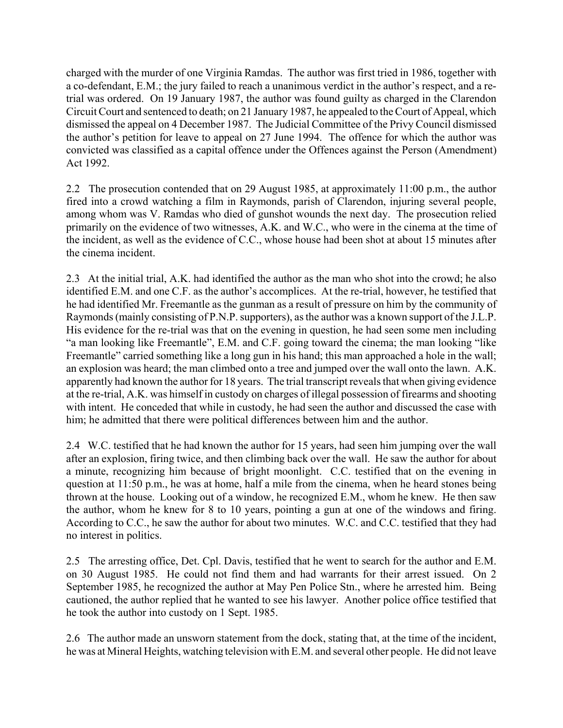charged with the murder of one Virginia Ramdas. The author was first tried in 1986, together with a co-defendant, E.M.; the jury failed to reach a unanimous verdict in the author's respect, and a re-trial was ordered. On 19 January 1987, the author was found guilty as charged in the Clarendon Circuit Court and sentenced to death; on 21 January 1987, he appealed to the Court of Appeal, which dismissed the appeal on 4 December 1987. The Judicial Committee of the Privy Council dismissed the author's petition for leave to appeal on 27 June 1994. The offence for which the author was convicted was classified as a capital offence under the Offences against the Person (Amendment) Act 1992.

2.2 The prosecution contended that on 29 August 1985, at approximately 11:00 p.m., the author fired into a crowd watching a film in Raymonds, parish of Clarendon, injuring several people, among whom was V. Ramdas who died of gunshot wounds the next day. The prosecution relied primarily on the evidence of two witnesses, A.K. and W.C., who were in the cinema at the time of the incident, as well as the evidence of C.C., whose house had been shot at about 15 minutes after the cinema incident.

2.3 At the initial trial, A.K. had identified the author as the man who shot into the crowd; he also identified E.M. and one C.F. as the author's accomplices. At the re-trial, however, he testified that he had identified Mr. Freemantle as the gunman as a result of pressure on him by the community of Raymonds (mainly consisting of P.N.P. supporters), as the author was a known support of the J.L.P. His evidence for the re-trial was that on the evening in question, he had seen some men including "a man looking like Freemantle", E.M. and C.F. going toward the cinema; the man looking "like Freemantle" carried something like a long gun in his hand; this man approached a hole in the wall; an explosion was heard; the man climbed onto a tree and jumped over the wall onto the lawn. A.K. apparently had known the author for 18 years. The trial transcript reveals that when giving evidence at the re-trial, A.K. was himself in custody on charges of illegal possession of firearms and shooting with intent. He conceded that while in custody, he had seen the author and discussed the case with him; he admitted that there were political differences between him and the author.

2.4 W.C. testified that he had known the author for 15 years, had seen him jumping over the wall after an explosion, firing twice, and then climbing back over the wall. He saw the author for about a minute, recognizing him because of bright moonlight. C.C. testified that on the evening in question at 11:50 p.m., he was at home, half a mile from the cinema, when he heard stones being thrown at the house. Looking out of a window, he recognized E.M., whom he knew. He then saw the author, whom he knew for 8 to 10 years, pointing a gun at one of the windows and firing. According to C.C., he saw the author for about two minutes. W.C. and C.C. testified that they had no interest in politics.

2.5 The arresting office, Det. Cpl. Davis, testified that he went to search for the author and E.M. on 30 August 1985. He could not find them and had warrants for their arrest issued. On 2 September 1985, he recognized the author at May Pen Police Stn., where he arrested him. Being cautioned, the author replied that he wanted to see his lawyer. Another police office testified that he took the author into custody on 1 Sept. 1985.

2.6 The author made an unsworn statement from the dock, stating that, at the time of the incident, he was at Mineral Heights, watching television with E.M. and several other people. He did not leave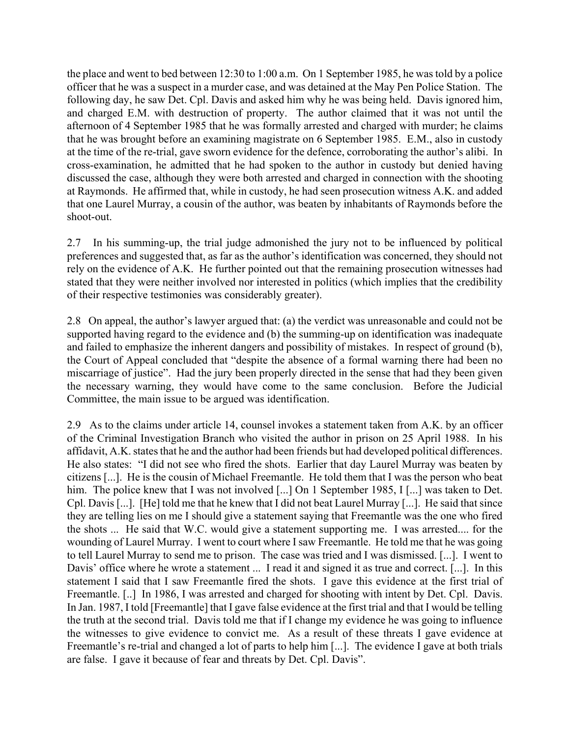the place and went to bed between 12:30 to 1:00 a.m. On 1 September 1985, he was told by a police officer that he was a suspect in a murder case, and was detained at the May Pen Police Station. The following day, he saw Det. Cpl. Davis and asked him why he was being held. Davis ignored him, and charged E.M. with destruction of property. The author claimed that it was not until the afternoon of 4 September 1985 that he was formally arrested and charged with murder; he claims that he was brought before an examining magistrate on 6 September 1985. E.M., also in custody at the time of the re-trial, gave sworn evidence for the defence, corroborating the author's alibi. In cross-examination, he admitted that he had spoken to the author in custody but denied having discussed the case, although they were both arrested and charged in connection with the shooting at Raymonds. He affirmed that, while in custody, he had seen prosecution witness A.K. and added that one Laurel Murray, a cousin of the author, was beaten by inhabitants of Raymonds before the shoot-out.

2.7 In his summing-up, the trial judge admonished the jury not to be influenced by political preferences and suggested that, as far as the author's identification was concerned, they should not rely on the evidence of A.K. He further pointed out that the remaining prosecution witnesses had stated that they were neither involved nor interested in politics (which implies that the credibility of their respective testimonies was considerably greater).

2.8 On appeal, the author's lawyer argued that: (a) the verdict was unreasonable and could not be supported having regard to the evidence and (b) the summing-up on identification was inadequate and failed to emphasize the inherent dangers and possibility of mistakes. In respect of ground (b), the Court of Appeal concluded that "despite the absence of a formal warning there had been no miscarriage of justice". Had the jury been properly directed in the sense that had they been given the necessary warning, they would have come to the same conclusion. Before the Judicial Committee, the main issue to be argued was identification.

2.9 As to the claims under article 14, counsel invokes a statement taken from A.K. by an officer of the Criminal Investigation Branch who visited the author in prison on 25 April 1988. In his affidavit, A.K. states that he and the author had been friends but had developed political differences. He also states: "I did not see who fired the shots. Earlier that day Laurel Murray was beaten by citizens [...]. He is the cousin of Michael Freemantle. He told them that I was the person who beat him. The police knew that I was not involved [...] On 1 September 1985, I [...] was taken to Det. Cpl. Davis [...]. [He] told me that he knew that I did not beat Laurel Murray [...]. He said that since they are telling lies on me I should give a statement saying that Freemantle was the one who fired the shots ... He said that W.C. would give a statement supporting me. I was arrested.... for the wounding of Laurel Murray. I went to court where I saw Freemantle. He told me that he was going to tell Laurel Murray to send me to prison. The case was tried and I was dismissed. [...]. I went to Davis' office where he wrote a statement ... I read it and signed it as true and correct. [...]. In this statement I said that I saw Freemantle fired the shots. I gave this evidence at the first trial of Freemantle. [..] In 1986, I was arrested and charged for shooting with intent by Det. Cpl. Davis. In Jan. 1987, I told [Freemantle] that I gave false evidence at the first trial and that I would be telling the truth at the second trial. Davis told me that if I change my evidence he was going to influence the witnesses to give evidence to convict me. As a result of these threats I gave evidence at Freemantle's re-trial and changed a lot of parts to help him [...]. The evidence I gave at both trials are false. I gave it because of fear and threats by Det. Cpl. Davis".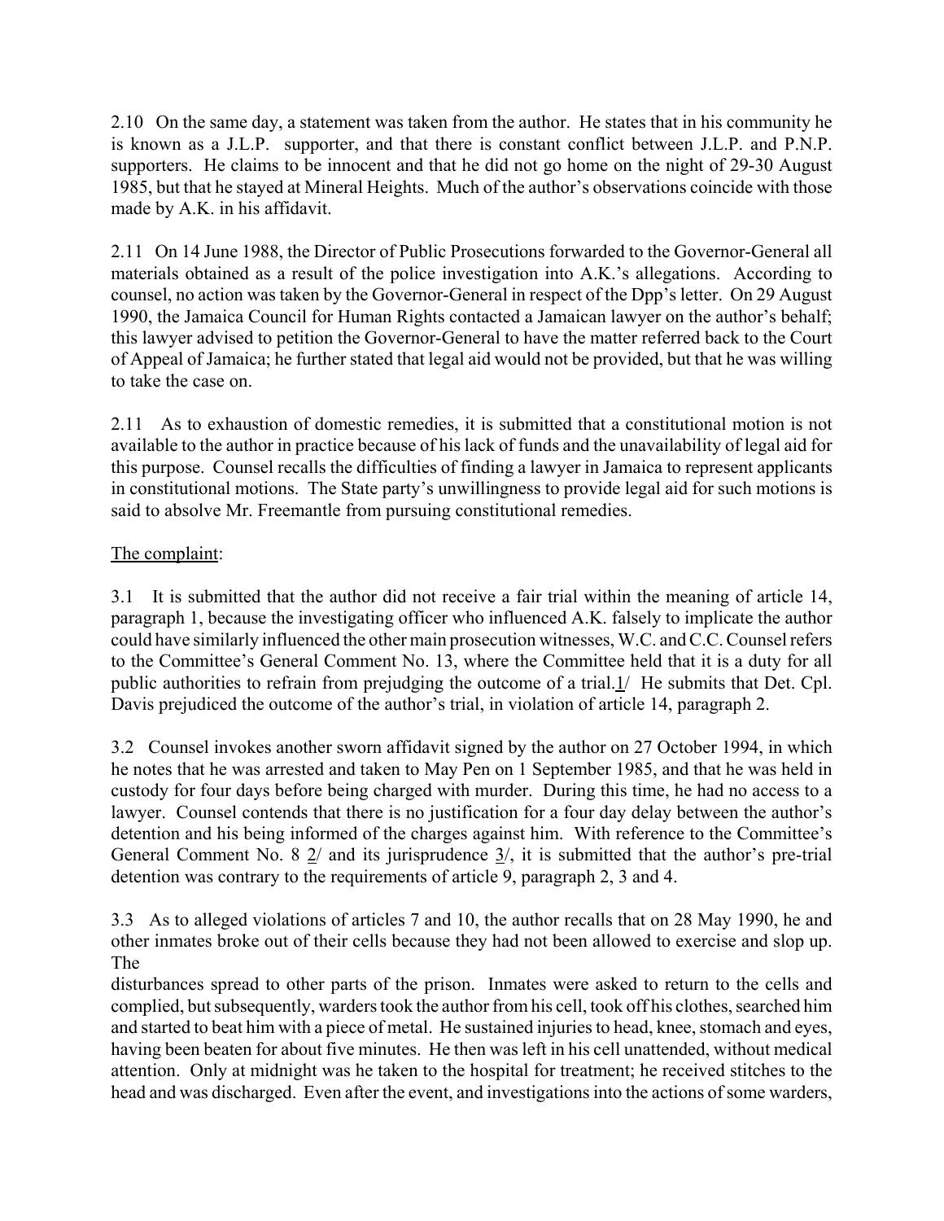2.10 On the same day, a statement was taken from the author. He states that in his community he is known as a J.L.P. supporter, and that there is constant conflict between J.L.P. and P.N.P. supporters. He claims to be innocent and that he did not go home on the night of 29-30 August 1985, but that he stayed at Mineral Heights. Much of the author's observations coincide with those made by A.K. in his affidavit.

2.11 On 14 June 1988, the Director of Public Prosecutions forwarded to the Governor-General all materials obtained as a result of the police investigation into A.K.'s allegations. According to counsel, no action was taken by the Governor-General in respect of the Dpp's letter. On 29 August 1990, the Jamaica Council for Human Rights contacted a Jamaican lawyer on the author's behalf; this lawyer advised to petition the Governor-General to have the matter referred back to the Court of Appeal of Jamaica; he further stated that legal aid would not be provided, but that he was willing to take the case on.

2.11 As to exhaustion of domestic remedies, it is submitted that a constitutional motion is not available to the author in practice because of his lack of funds and the unavailability of legal aid for this purpose. Counsel recalls the difficulties of finding a lawyer in Jamaica to represent applicants in constitutional motions. The State party's unwillingness to provide legal aid for such motions is said to absolve Mr. Freemantle from pursuing constitutional remedies.

The complaint:

3.1 It is submitted that the author did not receive a fair trial within the meaning of article 14, paragraph 1, because the investigating officer who influenced A.K. falsely to implicate the author could have similarly influenced the other main prosecution witnesses, W.C. and C.C. Counsel refers to the Committee's General Comment No. 13, where the Committee held that it is a duty for all public authorities to refrain from prejudging the outcome of a trial.1/ He submits that Det. Cpl. Davis prejudiced the outcome of the author's trial, in violation of article 14, paragraph 2.

3.2 Counsel invokes another sworn affidavit signed by the author on 27 October 1994, in which he notes that he was arrested and taken to May Pen on 1 September 1985, and that he was held in custody for four days before being charged with murder. During this time, he had no access to a lawyer. Counsel contends that there is no justification for a four day delay between the author's detention and his being informed of the charges against him. With reference to the Committee's General Comment No. 8 2/ and its jurisprudence 3/, it is submitted that the author's pre-trial detention was contrary to the requirements of article 9, paragraph 2, 3 and 4.

3.3 As to alleged violations of articles 7 and 10, the author recalls that on 28 May 1990, he and other inmates broke out of their cells because they had not been allowed to exercise and slop up. The disturbances spread to other parts of the prison. Inmates were asked to return to the cells and complied, but subsequently, warders took the author from his cell, took off his clothes, searched him and started to beat him with a piece of metal. He sustained injuries to head, knee, stomach and eyes, having been beaten for about five minutes. He then was left in his cell unattended, without medical attention. Only at midnight was he taken to the hospital for treatment; he received stitches to the head and was discharged. Even after the event, and investigations into the actions of some warders,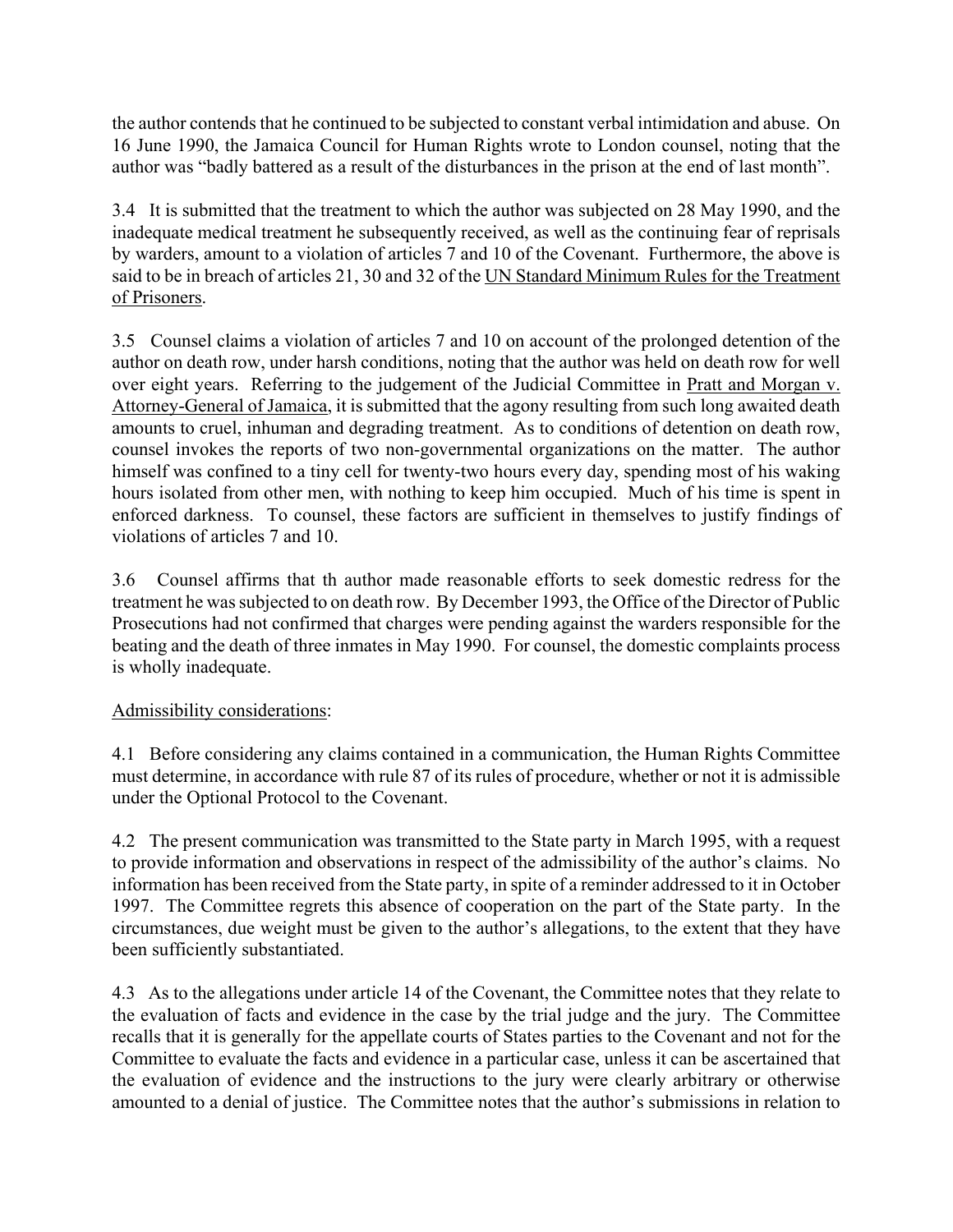the author contends that he continued to be subjected to constant verbal intimidation and abuse. On 16 June 1990, the Jamaica Council for Human Rights wrote to London counsel, noting that the author was "badly battered as a result of the disturbances in the prison at the end of last month".

3.4 It is submitted that the treatment to which the author was subjected on 28 May 1990, and the inadequate medical treatment he subsequently received, as well as the continuing fear of reprisals by warders, amount to a violation of articles 7 and 10 of the Covenant. Furthermore, the above is said to be in breach of articles 21, 30 and 32 of the <u>UN Standard Minimum Rules for the Treatment of Prisoners</u>.

3.5 Counsel claims a violation of articles 7 and 10 on account of the prolonged detention of the author on death row, under harsh conditions, noting that the author was held on death row for well over eight years. Referring to the judgement of the Judicial Committee in <u>Pratt and Morgan v. Attorney-General of Jamaica</u>, it is submitted that the agony resulting from such long awaited death amounts to cruel, inhuman and degrading treatment. As to conditions of detention on death row, counsel invokes the reports of two non-governmental organizations on the matter. The author himself was confined to a tiny cell for twenty-two hours every day, spending most of his waking hours isolated from other men, with nothing to keep him occupied. Much of his time is spent in enforced darkness. To counsel, these factors are sufficient in themselves to justify findings of violations of articles 7 and 10.

3.6 Counsel affirms that th author made reasonable efforts to seek domestic redress for the treatment he was subjected to on death row. By December 1993, the Office of the Director of Public Prosecutions had not confirmed that charges were pending against the warders responsible for the beating and the death of three inmates in May 1990. For counsel, the domestic complaints process is wholly inadequate.

<u>Admissibility considerations</u>:

4.1 Before considering any claims contained in a communication, the Human Rights Committee must determine, in accordance with rule 87 of its rules of procedure, whether or not it is admissible under the Optional Protocol to the Covenant.

4.2 The present communication was transmitted to the State party in March 1995, with a request to provide information and observations in respect of the admissibility of the author's claims. No information has been received from the State party, in spite of a reminder addressed to it in October 1997. The Committee regrets this absence of cooperation on the part of the State party. In the circumstances, due weight must be given to the author's allegations, to the extent that they have been sufficiently substantiated.

4.3 As to the allegations under article 14 of the Covenant, the Committee notes that they relate to the evaluation of facts and evidence in the case by the trial judge and the jury. The Committee recalls that it is generally for the appellate courts of States parties to the Covenant and not for the Committee to evaluate the facts and evidence in a particular case, unless it can be ascertained that the evaluation of evidence and the instructions to the jury were clearly arbitrary or otherwise amounted to a denial of justice. The Committee notes that the author's submissions in relation to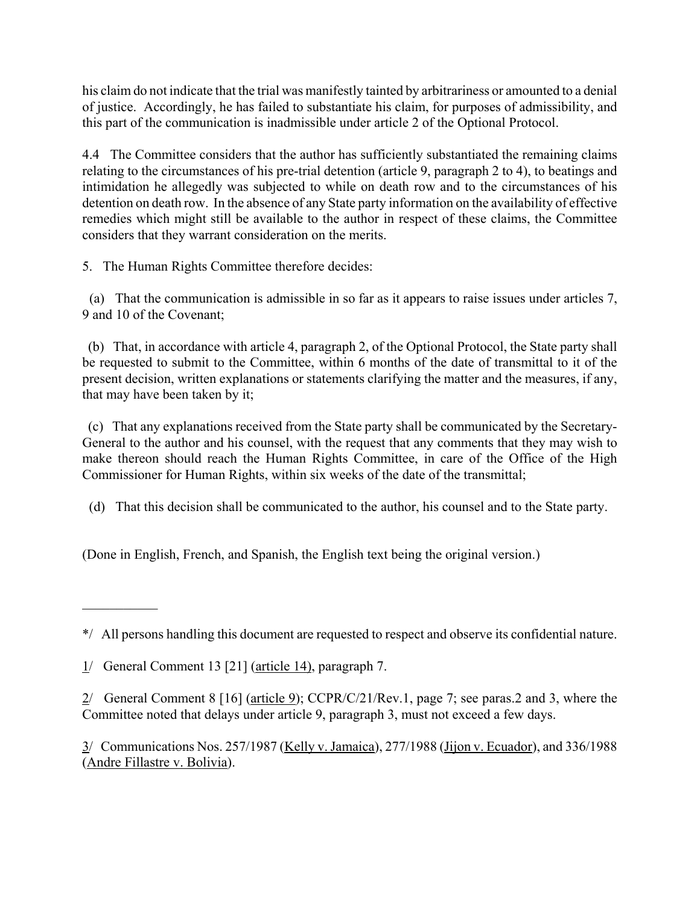his claim do not indicate that the trial was manifestly tainted by arbitrariness or amounted to a denial of justice. Accordingly, he has failed to substantiate his claim, for purposes of admissibility, and this part of the communication is inadmissible under article 2 of the Optional Protocol.

4.4 The Committee considers that the author has sufficiently substantiated the remaining claims relating to the circumstances of his pre-trial detention (article 9, paragraph 2 to 4), to beatings and intimidation he allegedly was subjected to while on death row and to the circumstances of his detention on death row. In the absence of any State party information on the availability of effective remedies which might still be available to the author in respect of these claims, the Committee considers that they warrant consideration on the merits.

5. The Human Rights Committee therefore decides:

(a) That the communication is admissible in so far as it appears to raise issues under articles 7, 9 and 10 of the Covenant;

(b) That, in accordance with article 4, paragraph 2, of the Optional Protocol, the State party shall be requested to submit to the Committee, within 6 months of the date of transmittal to it of the present decision, written explanations or statements clarifying the matter and the measures, if any, that may have been taken by it;

(c) That any explanations received from the State party shall be communicated by the Secretary-General to the author and his counsel, with the request that any comments that they may wish to make thereon should reach the Human Rights Committee, in care of the Office of the High Commissioner for Human Rights, within six weeks of the date of the transmittal;

(d) That this decision shall be communicated to the author, his counsel and to the State party.

(Done in English, French, and Spanish, the English text being the original version.)

---

*/ All persons handling this document are requested to respect and observe its confidential nature.

1/ General Comment 13 [21] (article 14), paragraph 7.

2/ General Comment 8 [16] (article 9); CCPR/C/21/Rev.1, page 7; see paras.2 and 3, where the Committee noted that delays under article 9, paragraph 3, must not exceed a few days.

3/ Communications Nos. 257/1987 (Kelly v. Jamaica), 277/1988 (Jijon v. Ecuador), and 336/1988 (Andre Fillastre v. Bolivia).